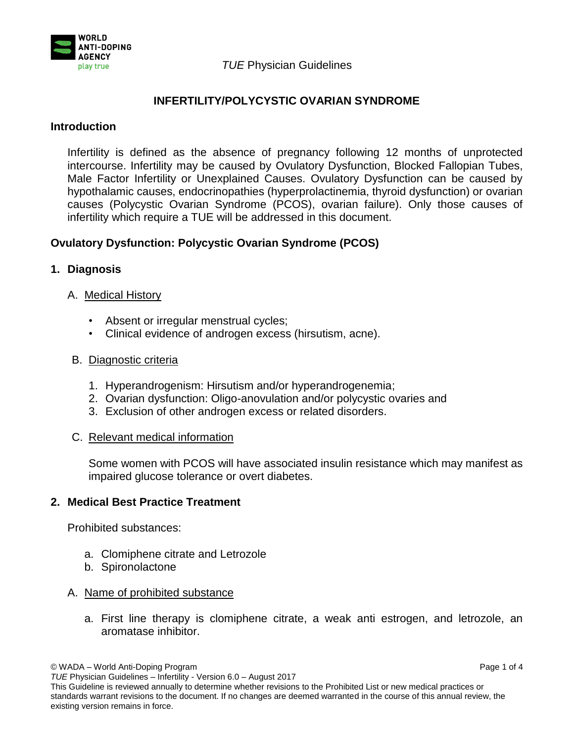# INFERTILITY/POLYCYSTIC OVARIAN SYNDROME

## Introduction

Infertility is defined as the absence of pregnancy following 12 months of unprotected intercourse. Infertility may be caused by Ovulatory Dysfunction, Blocked Fallopian Tubes, Male Factor Infertility or Unexplained Causes. Ovulatory Dysfunction can be caused by hypothalamic causes, endocrinopathies (hyperprolactinemia, thyroid dysfunction) or ovarian causes (Polycystic Ovarian Syndrome (PCOS), ovarian failure). Only those causes of infertility which require a TUE will be addressed in this document.

## Ovulatory Dysfunction: Polycystic Ovarian Syndrome (PCOS)

### 1. Diagnosis

A. Medical History

- Absent or irregular menstrual cycles;
- Clinical evidence of androgen excess (hirsutism, acne).

B. Diagnostic criteria

1. Hyperandrogenism: Hirsutism and/or hyperandrogenemia;
2. Ovarian dysfunction: Oligo-anovulation and/or polycystic ovaries and
3. Exclusion of other androgen excess or related disorders.

C. Relevant medical information

Some women with PCOS will have associated insulin resistance which may manifest as impaired glucose tolerance or overt diabetes.

### 2. Medical Best Practice Treatment

Prohibited substances:

a. Clomiphene citrate and Letrozole
b. Spironolactone

A. Name of prohibited substance

a. First line therapy is clomiphene citrate, a weak anti estrogen, and letrozole, an aromatase inhibitor.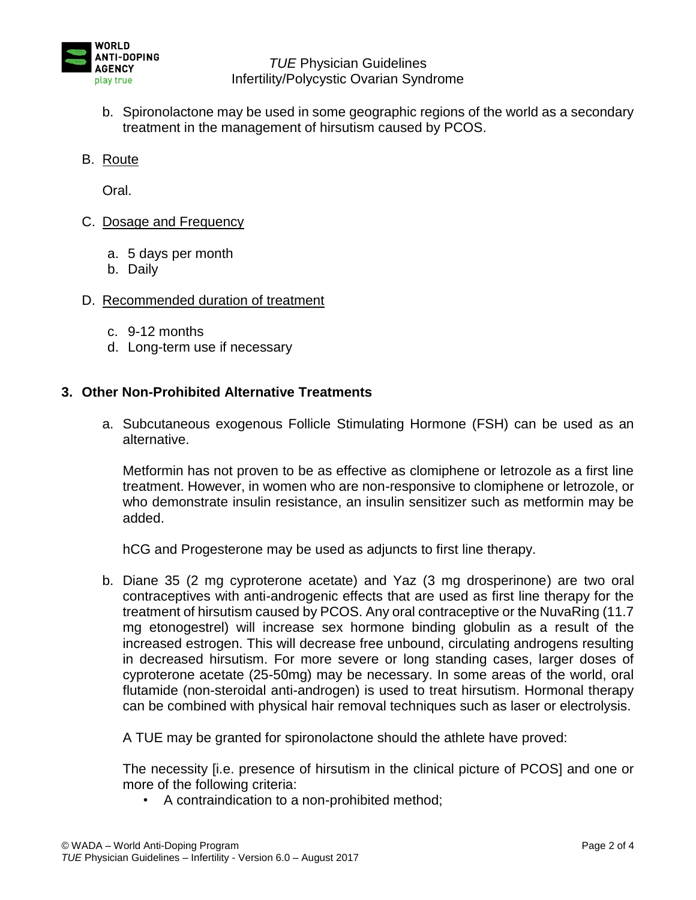b. Spironolactone may be used in some geographic regions of the world as a secondary treatment in the management of hirsutism caused by PCOS.

B. Route

Oral.

C. Dosage and Frequency

a. 5 days per month
b. Daily

D. Recommended duration of treatment

c. 9-12 months
d. Long-term use if necessary

### 3. Other Non-Prohibited Alternative Treatments

a. Subcutaneous exogenous Follicle Stimulating Hormone (FSH) can be used as an alternative.

Metformin has not proven to be as effective as clomiphene or letrozole as a first line treatment. However, in women who are non-responsive to clomiphene or letrozole, or who demonstrate insulin resistance, an insulin sensitizer such as metformin may be added.

hCG and Progesterone may be used as adjuncts to first line therapy.

b. Diane 35 (2 mg cyproterone acetate) and Yaz (3 mg drosperinone) are two oral contraceptives with anti-androgenic effects that are used as first line therapy for the treatment of hirsutism caused by PCOS. Any oral contraceptive or the NuvaRing (11.7 mg etonogestrel) will increase sex hormone binding globulin as a result of the increased estrogen. This will decrease free unbound, circulating androgens resulting in decreased hirsutism. For more severe or long standing cases, larger doses of cyproterone acetate (25-50mg) may be necessary. In some areas of the world, oral flutamide (non-steroidal anti-androgen) is used to treat hirsutism. Hormonal therapy can be combined with physical hair removal techniques such as laser or electrolysis.

A TUE may be granted for spironolactone should the athlete have proved:

The necessity [i.e. presence of hirsutism in the clinical picture of PCOS] and one or more of the following criteria:

- A contraindication to a non-prohibited method;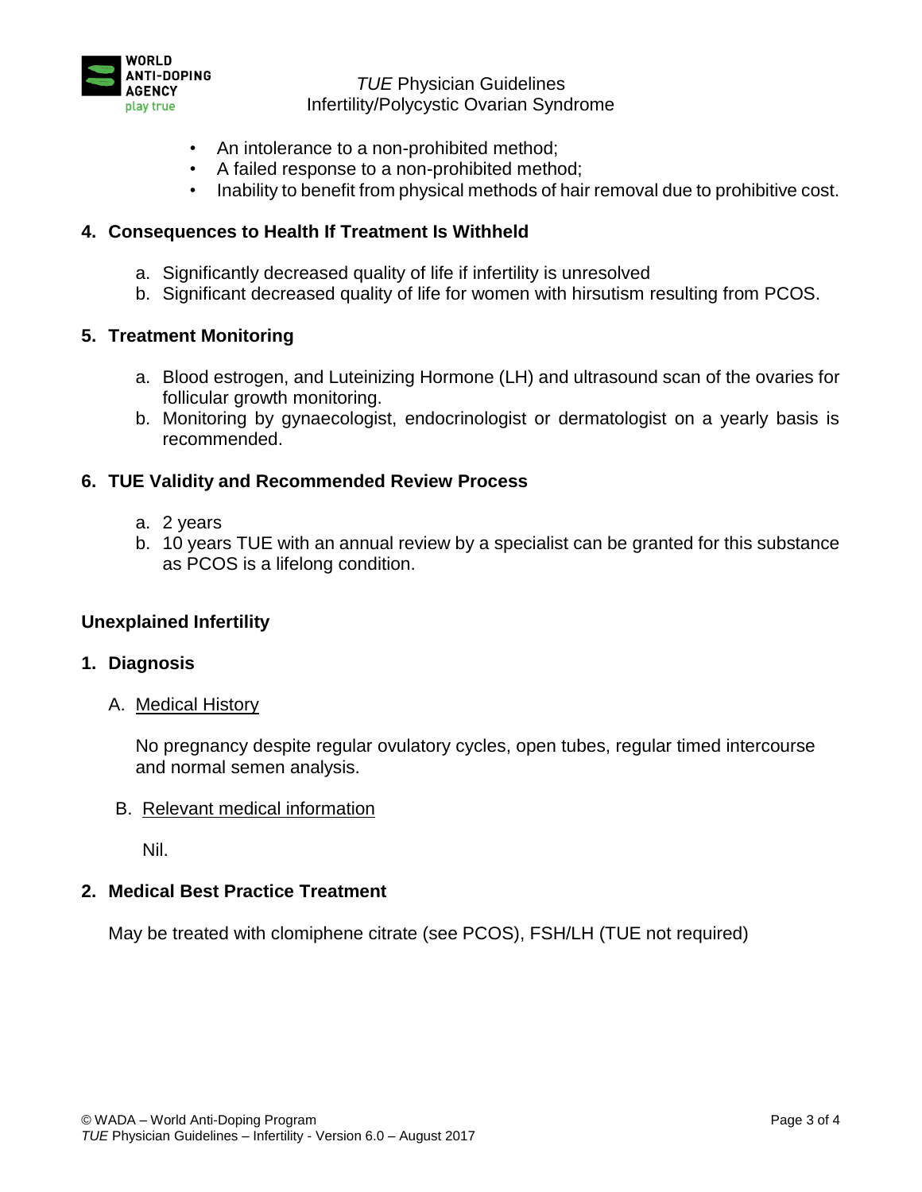- An intolerance to a non-prohibited method;
- A failed response to a non-prohibited method;
- Inability to benefit from physical methods of hair removal due to prohibitive cost.

## 4. Consequences to Health If Treatment Is Withheld

a. Significantly decreased quality of life if infertility is unresolved
b. Significant decreased quality of life for women with hirsutism resulting from PCOS.

## 5. Treatment Monitoring

a. Blood estrogen, and Luteinizing Hormone (LH) and ultrasound scan of the ovaries for follicular growth monitoring.
b. Monitoring by gynaecologist, endocrinologist or dermatologist on a yearly basis is recommended.

## 6. TUE Validity and Recommended Review Process

a. 2 years
b. 10 years TUE with an annual review by a specialist can be granted for this substance as PCOS is a lifelong condition.

# Unexplained Infertility

## 1. Diagnosis

### A. Medical History

No pregnancy despite regular ovulatory cycles, open tubes, regular timed intercourse and normal semen analysis.

### B. Relevant medical information

Nil.

## 2. Medical Best Practice Treatment

May be treated with clomiphene citrate (see PCOS), FSH/LH (TUE not required)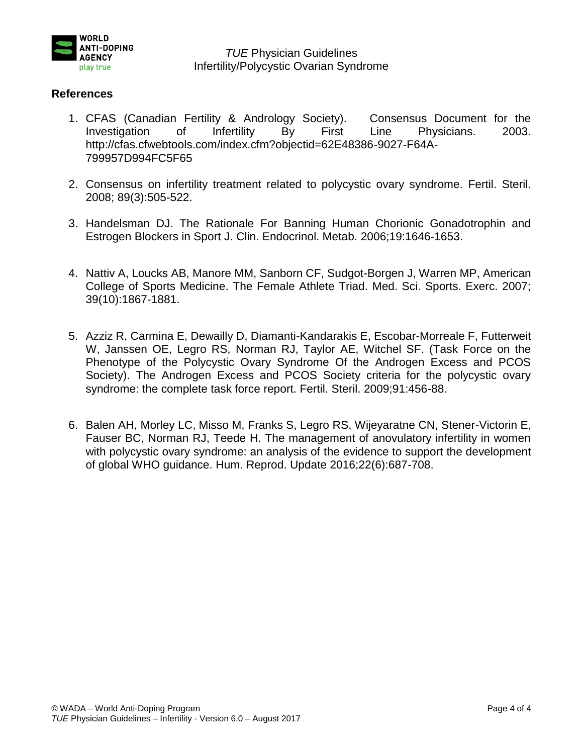## References

1. CFAS (Canadian Fertility & Andrology Society). Consensus Document for the Investigation of Infertility By First Line Physicians. 2003. http://cfas.cfwebtools.com/index.cfm?objectid=62E48386-9027-F64A-799957D994FC5F65

2. Consensus on infertility treatment related to polycystic ovary syndrome. Fertil. Steril. 2008; 89(3):505-522.

3. Handelsman DJ. The Rationale For Banning Human Chorionic Gonadotrophin and Estrogen Blockers in Sport J. Clin. Endocrinol. Metab. 2006;19:1646-1653.

4. Nattiv A, Loucks AB, Manore MM, Sanborn CF, Sudgot-Borgen J, Warren MP, American College of Sports Medicine. The Female Athlete Triad. Med. Sci. Sports. Exerc. 2007; 39(10):1867-1881.

5. Azziz R, Carmina E, Dewailly D, Diamanti-Kandarakis E, Escobar-Morreale F, Futterweit W, Janssen OE, Legro RS, Norman RJ, Taylor AE, Witchel SF. (Task Force on the Phenotype of the Polycystic Ovary Syndrome Of the Androgen Excess and PCOS Society). The Androgen Excess and PCOS Society criteria for the polycystic ovary syndrome: the complete task force report. Fertil. Steril. 2009;91:456-88.

6. Balen AH, Morley LC, Misso M, Franks S, Legro RS, Wijeyaratne CN, Stener-Victorin E, Fauser BC, Norman RJ, Teede H. The management of anovulatory infertility in women with polycystic ovary syndrome: an analysis of the evidence to support the development of global WHO guidance. Hum. Reprod. Update 2016;22(6):687-708.